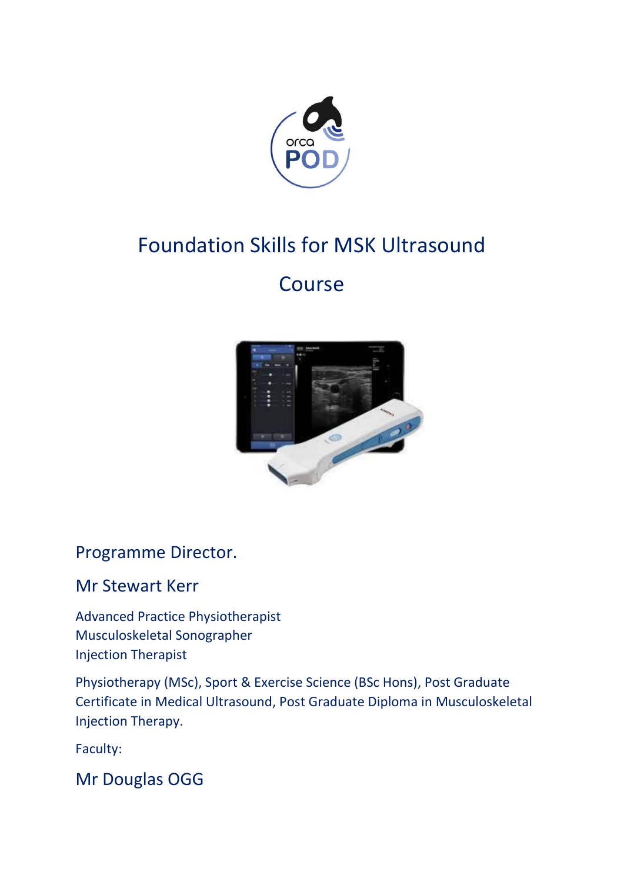# Foundation Skills for MSK Ultrasound Course

## Programme Director.

## Mr Stewart Kerr

Advanced Practice Physiotherapist
Musculoskeletal Sonographer
Injection Therapist

Physiotherapy (MSc), Sport & Exercise Science (BSc Hons), Post Graduate Certificate in Medical Ultrasound, Post Graduate Diploma in Musculoskeletal Injection Therapy.

Faculty:

## Mr Douglas OGG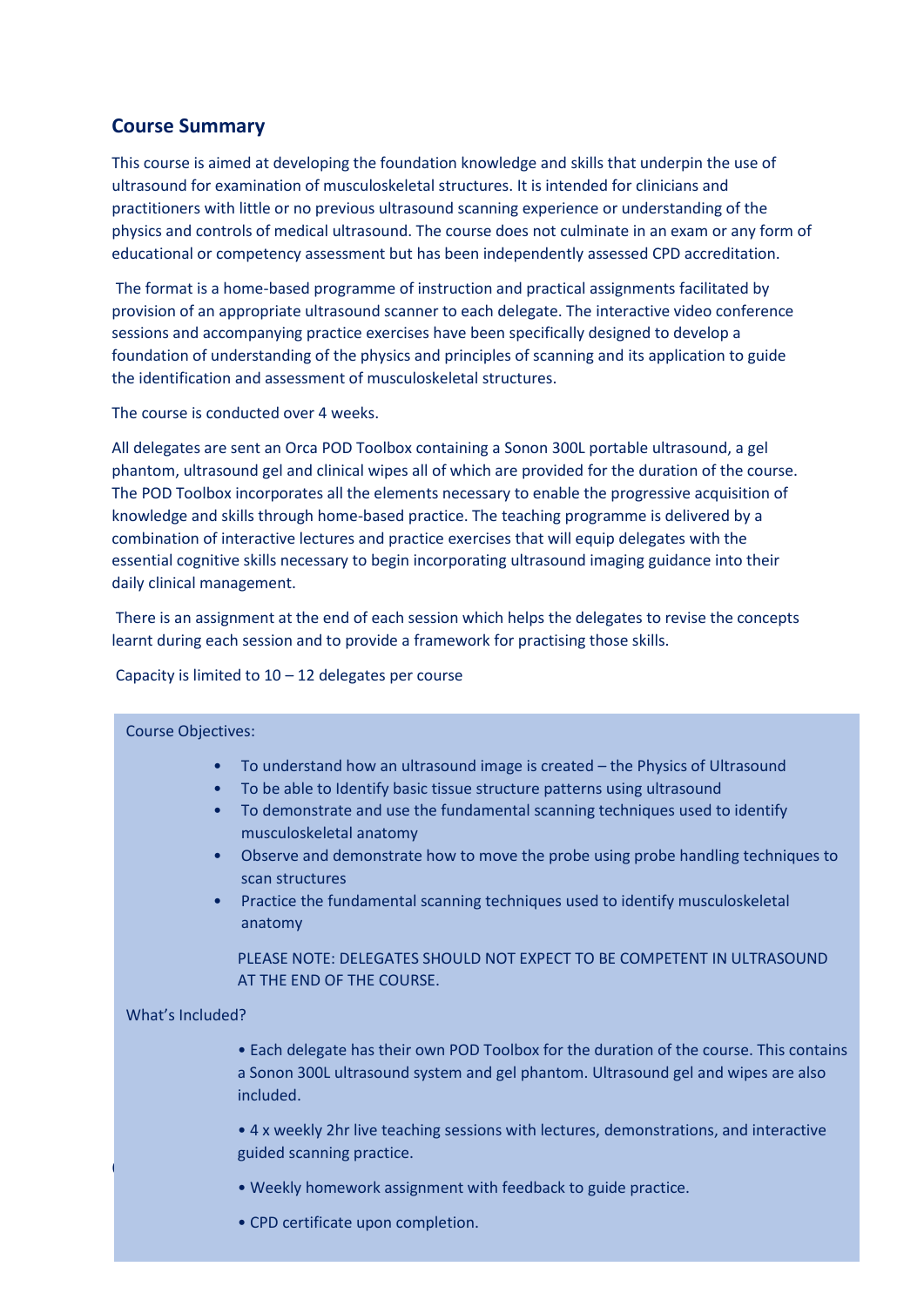## Course Summary

This course is aimed at developing the foundation knowledge and skills that underpin the use of ultrasound for examination of musculoskeletal structures. It is intended for clinicians and practitioners with little or no previous ultrasound scanning experience or understanding of the physics and controls of medical ultrasound. The course does not culminate in an exam or any form of educational or competency assessment but has been independently assessed CPD accreditation.

The format is a home-based programme of instruction and practical assignments facilitated by provision of an appropriate ultrasound scanner to each delegate. The interactive video conference sessions and accompanying practice exercises have been specifically designed to develop a foundation of understanding of the physics and principles of scanning and its application to guide the identification and assessment of musculoskeletal structures.

The course is conducted over 4 weeks.

All delegates are sent an Orca POD Toolbox containing a Sonon 300L portable ultrasound, a gel phantom, ultrasound gel and clinical wipes all of which are provided for the duration of the course. The POD Toolbox incorporates all the elements necessary to enable the progressive acquisition of knowledge and skills through home-based practice. The teaching programme is delivered by a combination of interactive lectures and practice exercises that will equip delegates with the essential cognitive skills necessary to begin incorporating ultrasound imaging guidance into their daily clinical management.

There is an assignment at the end of each session which helps the delegates to revise the concepts learnt during each session and to provide a framework for practising those skills.

Capacity is limited to 10 – 12 delegates per course

Course Objectives:

- To understand how an ultrasound image is created – the Physics of Ultrasound
- To be able to Identify basic tissue structure patterns using ultrasound
- To demonstrate and use the fundamental scanning techniques used to identify musculoskeletal anatomy
- Observe and demonstrate how to move the probe using probe handling techniques to scan structures
- Practice the fundamental scanning techniques used to identify musculoskeletal anatomy

PLEASE NOTE: DELEGATES SHOULD NOT EXPECT TO BE COMPETENT IN ULTRASOUND AT THE END OF THE COURSE.

What's Included?

- Each delegate has their own POD Toolbox for the duration of the course. This contains a Sonon 300L ultrasound system and gel phantom. Ultrasound gel and wipes are also included.
- 4 x weekly 2hr live teaching sessions with lectures, demonstrations, and interactive guided scanning practice.
- Weekly homework assignment with feedback to guide practice.
- CPD certificate upon completion.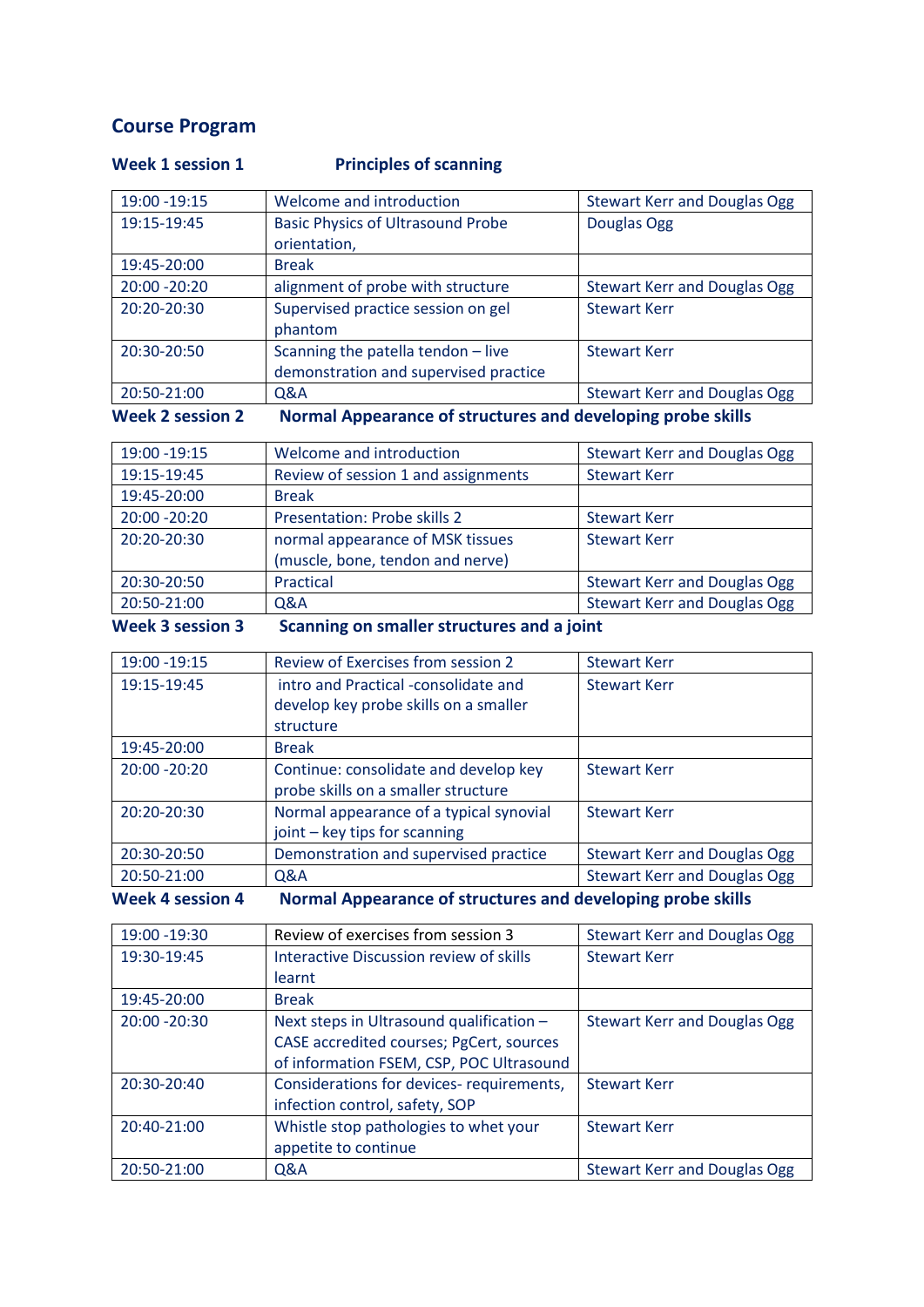## Course Program

### Week 1 session 1 — Principles of scanning

| Time | Session | Presenter |
|---|---|---|
| 19:00 -19:15 | Welcome and introduction | Stewart Kerr and Douglas Ogg |
| 19:15-19:45 | Basic Physics of Ultrasound Probe orientation, | Douglas Ogg |
| 19:45-20:00 | Break | |
| 20:00 -20:20 | alignment of probe with structure | Stewart Kerr and Douglas Ogg |
| 20:20-20:30 | Supervised practice session on gel phantom | Stewart Kerr |
| 20:30-20:50 | Scanning the patella tendon – live demonstration and supervised practice | Stewart Kerr |
| 20:50-21:00 | Q&A | Stewart Kerr and Douglas Ogg |

### Week 2 session 2 — Normal Appearance of structures and developing probe skills

| Time | Session | Presenter |
|---|---|---|
| 19:00 -19:15 | Welcome and introduction | Stewart Kerr and Douglas Ogg |
| 19:15-19:45 | Review of session 1 and assignments | Stewart Kerr |
| 19:45-20:00 | Break | |
| 20:00 -20:20 | Presentation: Probe skills 2 | Stewart Kerr |
| 20:20-20:30 | normal appearance of MSK tissues (muscle, bone, tendon and nerve) | Stewart Kerr |
| 20:30-20:50 | Practical | Stewart Kerr and Douglas Ogg |
| 20:50-21:00 | Q&A | Stewart Kerr and Douglas Ogg |

### Week 3 session 3 — Scanning on smaller structures and a joint

| Time | Session | Presenter |
|---|---|---|
| 19:00 -19:15 | Review of Exercises from session 2 | Stewart Kerr |
| 19:15-19:45 | intro and Practical -consolidate and develop key probe skills on a smaller structure | Stewart Kerr |
| 19:45-20:00 | Break | |
| 20:00 -20:20 | Continue: consolidate and develop key probe skills on a smaller structure | Stewart Kerr |
| 20:20-20:30 | Normal appearance of a typical synovial joint – key tips for scanning | Stewart Kerr |
| 20:30-20:50 | Demonstration and supervised practice | Stewart Kerr and Douglas Ogg |
| 20:50-21:00 | Q&A | Stewart Kerr and Douglas Ogg |

### Week 4 session 4 — Normal Appearance of structures and developing probe skills

| Time | Session | Presenter |
|---|---|---|
| 19:00 -19:30 | Review of exercises from session 3 | Stewart Kerr and Douglas Ogg |
| 19:30-19:45 | Interactive Discussion review of skills learnt | Stewart Kerr |
| 19:45-20:00 | Break | |
| 20:00 -20:30 | Next steps in Ultrasound qualification – CASE accredited courses; PgCert, sources of information FSEM, CSP, POC Ultrasound | Stewart Kerr and Douglas Ogg |
| 20:30-20:40 | Considerations for devices- requirements, infection control, safety, SOP | Stewart Kerr |
| 20:40-21:00 | Whistle stop pathologies to whet your appetite to continue | Stewart Kerr |
| 20:50-21:00 | Q&A | Stewart Kerr and Douglas Ogg |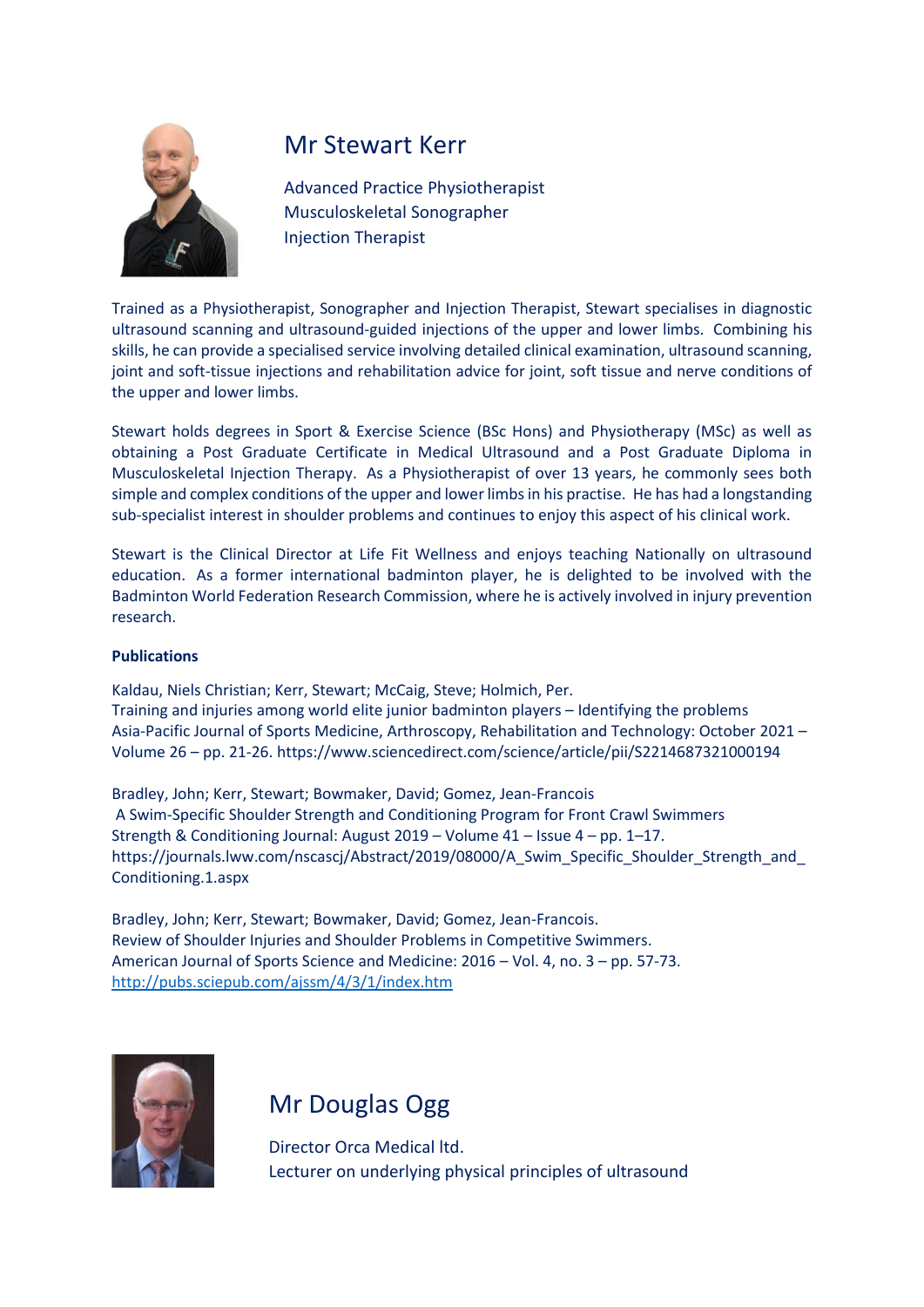## Mr Stewart Kerr

Advanced Practice Physiotherapist
Musculoskeletal Sonographer
Injection Therapist

Trained as a Physiotherapist, Sonographer and Injection Therapist, Stewart specialises in diagnostic ultrasound scanning and ultrasound-guided injections of the upper and lower limbs. Combining his skills, he can provide a specialised service involving detailed clinical examination, ultrasound scanning, joint and soft-tissue injections and rehabilitation advice for joint, soft tissue and nerve conditions of the upper and lower limbs.

Stewart holds degrees in Sport & Exercise Science (BSc Hons) and Physiotherapy (MSc) as well as obtaining a Post Graduate Certificate in Medical Ultrasound and a Post Graduate Diploma in Musculoskeletal Injection Therapy. As a Physiotherapist of over 13 years, he commonly sees both simple and complex conditions of the upper and lower limbs in his practise. He has had a longstanding sub-specialist interest in shoulder problems and continues to enjoy this aspect of his clinical work.

Stewart is the Clinical Director at Life Fit Wellness and enjoys teaching Nationally on ultrasound education. As a former international badminton player, he is delighted to be involved with the Badminton World Federation Research Commission, where he is actively involved in injury prevention research.

**Publications**

Kaldau, Niels Christian; Kerr, Stewart; McCaig, Steve; Holmich, Per.
Training and injuries among world elite junior badminton players – Identifying the problems
Asia-Pacific Journal of Sports Medicine, Arthroscopy, Rehabilitation and Technology: October 2021 – Volume 26 – pp. 21-26. https://www.sciencedirect.com/science/article/pii/S2214687321000194

Bradley, John; Kerr, Stewart; Bowmaker, David; Gomez, Jean-Francois
A Swim-Specific Shoulder Strength and Conditioning Program for Front Crawl Swimmers
Strength & Conditioning Journal: August 2019 – Volume 41 – Issue 4 – pp. 1–17.
https://journals.lww.com/nscascj/Abstract/2019/08000/A_Swim_Specific_Shoulder_Strength_and_Conditioning.1.aspx

Bradley, John; Kerr, Stewart; Bowmaker, David; Gomez, Jean-Francois.
Review of Shoulder Injuries and Shoulder Problems in Competitive Swimmers.
American Journal of Sports Science and Medicine: 2016 – Vol. 4, no. 3 – pp. 57-73.
http://pubs.sciepub.com/ajssm/4/3/1/index.htm

## Mr Douglas Ogg

Director Orca Medical ltd.
Lecturer on underlying physical principles of ultrasound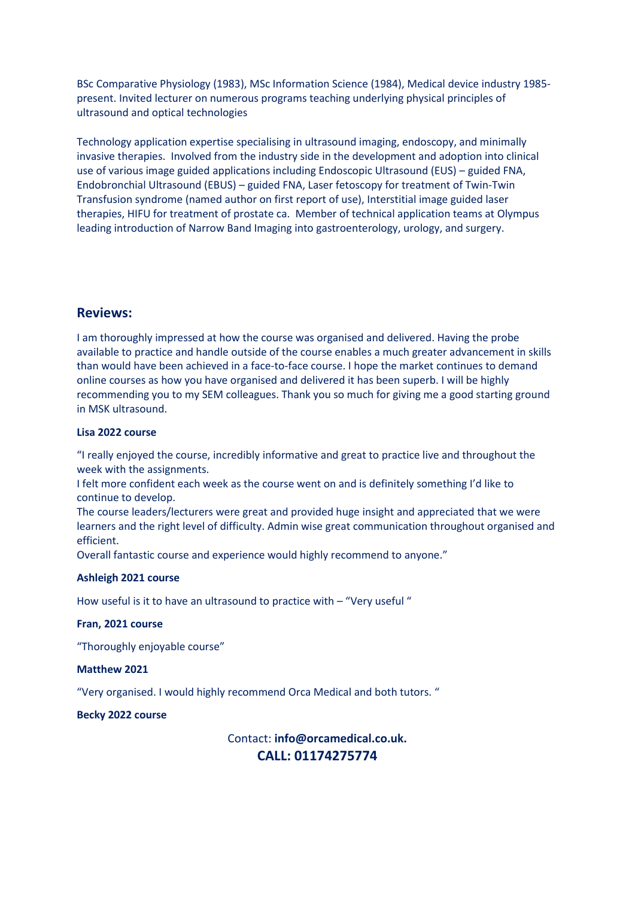BSc Comparative Physiology (1983), MSc Information Science (1984), Medical device industry 1985-present. Invited lecturer on numerous programs teaching underlying physical principles of ultrasound and optical technologies

Technology application expertise specialising in ultrasound imaging, endoscopy, and minimally invasive therapies. Involved from the industry side in the development and adoption into clinical use of various image guided applications including Endoscopic Ultrasound (EUS) – guided FNA, Endobronchial Ultrasound (EBUS) – guided FNA, Laser fetoscopy for treatment of Twin-Twin Transfusion syndrome (named author on first report of use), Interstitial image guided laser therapies, HIFU for treatment of prostate ca. Member of technical application teams at Olympus leading introduction of Narrow Band Imaging into gastroenterology, urology, and surgery.

## Reviews:

I am thoroughly impressed at how the course was organised and delivered. Having the probe available to practice and handle outside of the course enables a much greater advancement in skills than would have been achieved in a face-to-face course. I hope the market continues to demand online courses as how you have organised and delivered it has been superb. I will be highly recommending you to my SEM colleagues. Thank you so much for giving me a good starting ground in MSK ultrasound.

**Lisa 2022 course**

"I really enjoyed the course, incredibly informative and great to practice live and throughout the week with the assignments.
I felt more confident each week as the course went on and is definitely something I'd like to continue to develop.
The course leaders/lecturers were great and provided huge insight and appreciated that we were learners and the right level of difficulty. Admin wise great communication throughout organised and efficient.
Overall fantastic course and experience would highly recommend to anyone."

**Ashleigh 2021 course**

How useful is it to have an ultrasound to practice with – "Very useful "

**Fran, 2021 course**

"Thoroughly enjoyable course"

**Matthew 2021**

"Very organised. I would highly recommend Orca Medical and both tutors. "

**Becky 2022 course**

Contact: **info@orcamedical.co.uk.**
**CALL: 01174275774**